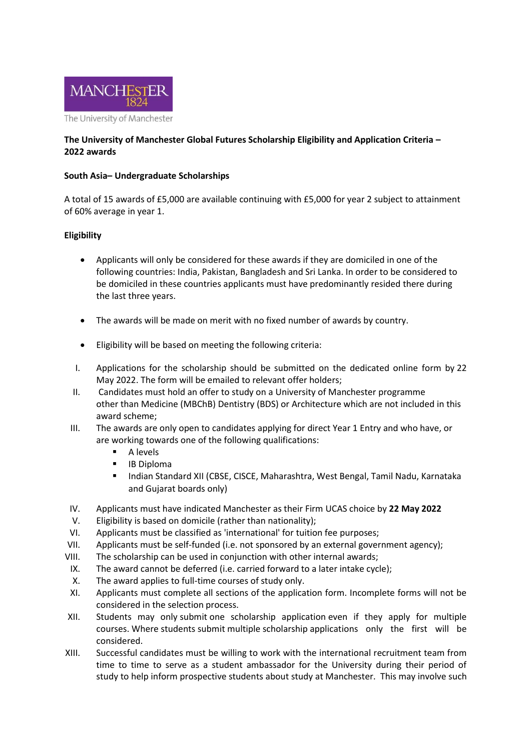**The University of Manchester Global Futures Scholarship Eligibility and Application Criteria – 2022 awards**

**South Asia– Undergraduate Scholarships**

A total of 15 awards of £5,000 are available continuing with £5,000 for year 2 subject to attainment of 60% average in year 1.

**Eligibility**

- Applicants will only be considered for these awards if they are domiciled in one of the following countries: India, Pakistan, Bangladesh and Sri Lanka. In order to be considered to be domiciled in these countries applicants must have predominantly resided there during the last three years.
- The awards will be made on merit with no fixed number of awards by country.
- Eligibility will be based on meeting the following criteria:

I. Applications for the scholarship should be submitted on the dedicated online form by 22 May 2022. The form will be emailed to relevant offer holders;

II. Candidates must hold an offer to study on a University of Manchester programme other than Medicine (MBChB) Dentistry (BDS) or Architecture which are not included in this award scheme;

III. The awards are only open to candidates applying for direct Year 1 Entry and who have, or are working towards one of the following qualifications:
   - A levels
   - IB Diploma
   - Indian Standard XII (CBSE, CISCE, Maharashtra, West Bengal, Tamil Nadu, Karnataka and Gujarat boards only)

IV. Applicants must have indicated Manchester as their Firm UCAS choice by **22 May 2022**

V. Eligibility is based on domicile (rather than nationality);

VI. Applicants must be classified as 'international' for tuition fee purposes;

VII. Applicants must be self-funded (i.e. not sponsored by an external government agency);

VIII. The scholarship can be used in conjunction with other internal awards;

IX. The award cannot be deferred (i.e. carried forward to a later intake cycle);

X. The award applies to full-time courses of study only.

XI. Applicants must complete all sections of the application form. Incomplete forms will not be considered in the selection process.

XII. Students may only submit one scholarship application even if they apply for multiple courses. Where students submit multiple scholarship applications only the first will be considered.

XIII. Successful candidates must be willing to work with the international recruitment team from time to time to serve as a student ambassador for the University during their period of study to help inform prospective students about study at Manchester. This may involve such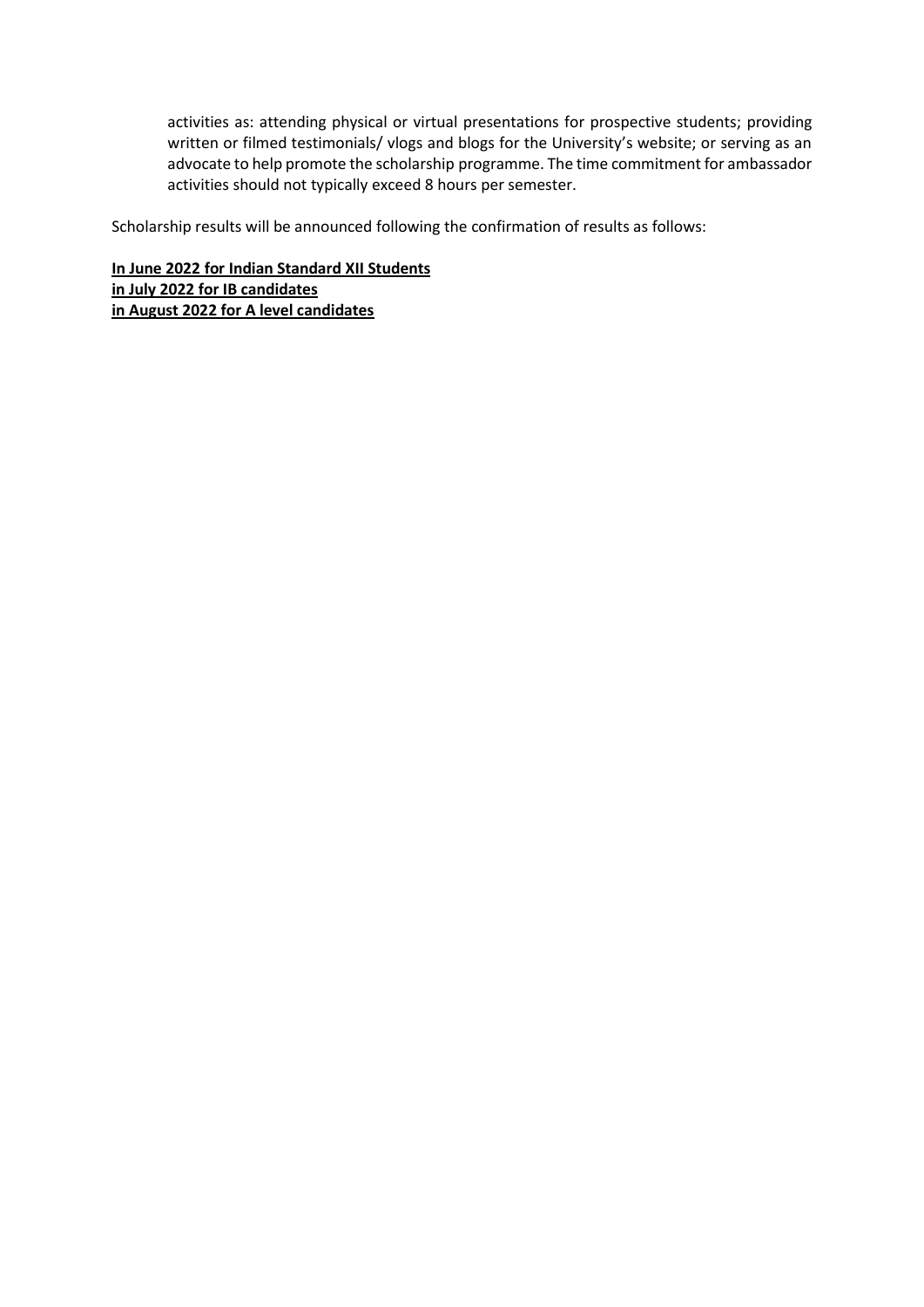activities as: attending physical or virtual presentations for prospective students; providing written or filmed testimonials/ vlogs and blogs for the University's website; or serving as an advocate to help promote the scholarship programme. The time commitment for ambassador activities should not typically exceed 8 hours per semester.

Scholarship results will be announced following the confirmation of results as follows:

**In June 2022 for Indian Standard XII Students**
**in July 2022 for IB candidates**
**in August 2022 for A level candidates**